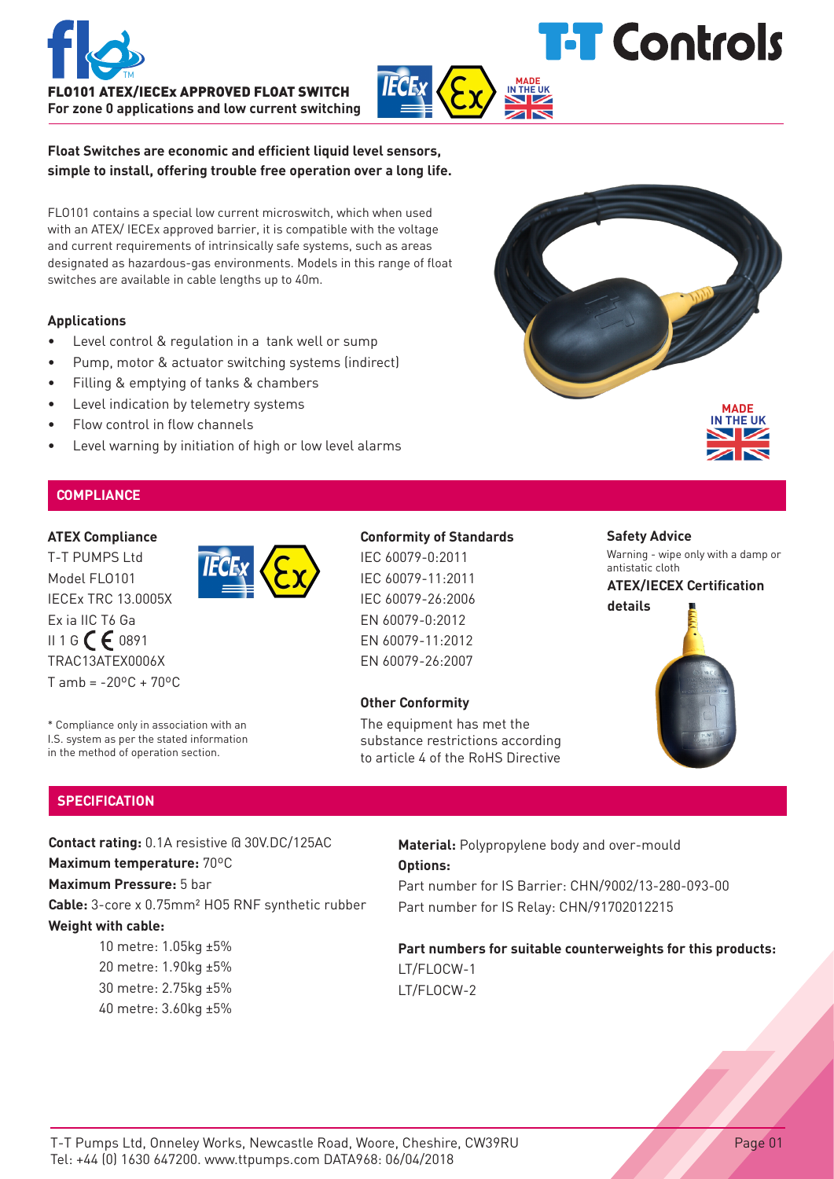# FLO101 ATEX/IECEx APPROVED FLOAT SWITCH

**For zone 0 applications and low current switching**

**Float Switches are economic and efficient liquid level sensors, simple to install, offering trouble free operation over a long life.**

FLO101 contains a special low current microswitch, which when used with an ATEX/ IECEx approved barrier, it is compatible with the voltage and current requirements of intrinsically safe systems, such as areas designated as hazardous-gas environments. Models in this range of float switches are available in cable lengths up to 40m.

### Applications

- Level control & regulation in a tank well or sump
- Pump, motor & actuator switching systems (indirect)
- Filling & emptying of tanks & chambers
- Level indication by telemetry systems
- Flow control in flow channels
- Level warning by initiation of high or low level alarms

MADE IN THE UK

## COMPLIANCE

### ATEX Compliance

T-T PUMPS Ltd
Model FLO101
IECEx TRC 13.0005X
Ex ia IIC T6 Ga
II 1 G CE 0891
TRAC13ATEX0006X
T amb = -20ºC + 70ºC

\* Compliance only in association with an I.S. system as per the stated information in the method of operation section.

### Conformity of Standards

IEC 60079-0:2011
IEC 60079-11:2011
IEC 60079-26:2006
EN 60079-0:2012
EN 60079-11:2012
EN 60079-26:2007

### Other Conformity

The equipment has met the substance restrictions according to article 4 of the RoHS Directive

### Safety Advice

Warning - wipe only with a damp or antistatic cloth

**ATEX/IECEX Certification details**

## SPECIFICATION

**Contact rating:** 0.1A resistive @ 30V.DC/125AC
**Maximum temperature:** 70ºC
**Maximum Pressure:** 5 bar
**Cable:** 3-core x 0.75mm² HO5 RNF synthetic rubber
**Weight with cable:**

- 10 metre: 1.05kg ±5%
- 20 metre: 1.90kg ±5%
- 30 metre: 2.75kg ±5%
- 40 metre: 3.60kg ±5%

**Material:** Polypropylene body and over-mould
**Options:**
Part number for IS Barrier: CHN/9002/13-280-093-00
Part number for IS Relay: CHN/91702012215

**Part numbers for suitable counterweights for this products:**
LT/FLOCW-1
LT/FLOCW-2

T-T Pumps Ltd, Onneley Works, Newcastle Road, Woore, Cheshire, CW39RU
Tel: +44 (0) 1630 647200. www.ttpumps.com DATA968: 06/04/2018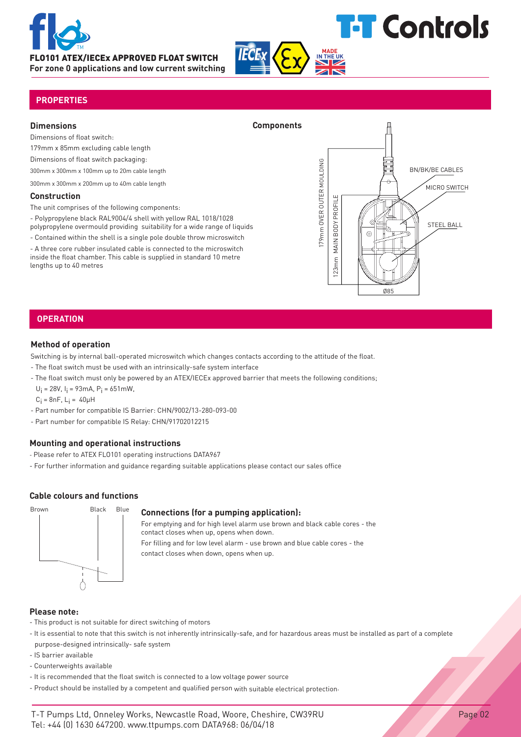FLO101 ATEX/IECEx APPROVED FLOAT SWITCH
**For zone 0 applications and low current switching**

## PROPERTIES

### Dimensions

Dimensions of float switch:

179mm x 85mm excluding cable length

Dimensions of float switch packaging:

300mm x 300mm x 100mm up to 20m cable length

300mm x 300mm x 200mm up to 40m cable length

### Construction

The unit comprises of the following components:

- Polypropylene black RAL9004/4 shell with yellow RAL 1018/1028 polypropylene overmould providing suitability for a wide range of liquids
- Contained within the shell is a single pole double throw microswitch
- A three core rubber insulated cable is connected to the microswitch inside the float chamber. This cable is supplied in standard 10 metre lengths up to 40 metres

### Components

179mm OVER OUTER MOULDING

123mm MAIN BODY PROFILE

BN/BK/BE CABLES

MICRO SWITCH

STEEL BALL

Ø85

## OPERATION

### Method of operation

Switching is by internal ball-operated microswitch which changes contacts according to the attitude of the float.

- The float switch must be used with an intrinsically-safe system interface
- The float switch must only be powered by an ATEX/IECEx approved barrier that meets the following conditions;
  $U_i$ = 28V, $I_i$ = 93mA, $P_i$ = 651mW,
  $C_i$ = 8nF, $L_i$ = 40μH
- Part number for compatible IS Barrier: CHN/9002/13-280-093-00
- Part number for compatible IS Relay: CHN/91702012215

### Mounting and operational instructions

- Please refer to ATEX FLO101 operating instructions DATA967
- For further information and guidance regarding suitable applications please contact our sales office

### Cable colours and functions

Brown Black Blue

### Connections (for a pumping application):

For emptying and for high level alarm use brown and black cable cores - the contact closes when up, opens when down.

For filling and for low level alarm - use brown and blue cable cores - the contact closes when down, opens when up.

### Please note:

- This product is not suitable for direct switching of motors
- It is essential to note that this switch is not inherently intrinsically-safe, and for hazardous areas must be installed as part of a complete purpose-designed intrinsically- safe system
- IS barrier available
- Counterweights available
- It is recommended that the float switch is connected to a low voltage power source
- Product should be installed by a competent and qualified person with suitable electrical protection.

T-T Pumps Ltd, Onneley Works, Newcastle Road, Woore, Cheshire, CW39RU
Tel: +44 (0) 1630 647200. www.ttpumps.com DATA968: 06/04/18